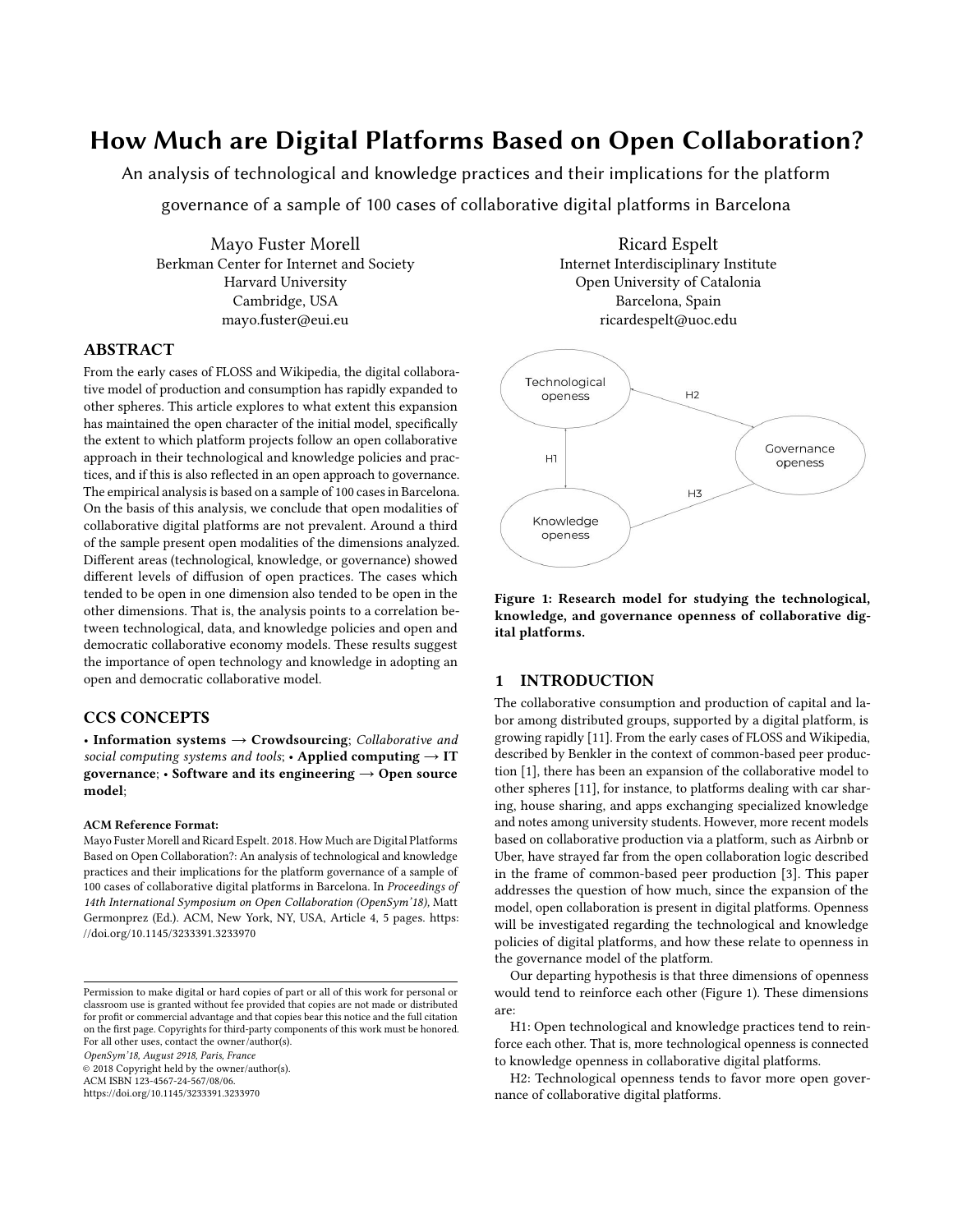# How Much are Digital Platforms Based on Open Collaboration?

An analysis of technological and knowledge practices and their implications for the platform governance of a sample of 100 cases of collaborative digital platforms in Barcelona

Mayo Fuster Morell
Berkman Center for Internet and Society
Harvard University
Cambridge, USA
mayo.fuster@eui.eu

Ricard Espelt
Internet Interdisciplinary Institute
Open University of Catalonia
Barcelona, Spain
ricardespelt@uoc.edu

## ABSTRACT

From the early cases of FLOSS and Wikipedia, the digital collaborative model of production and consumption has rapidly expanded to other spheres. This article explores to what extent this expansion has maintained the open character of the initial model, specifically the extent to which platform projects follow an open collaborative approach in their technological and knowledge policies and practices, and if this is also reflected in an open approach to governance. The empirical analysis is based on a sample of 100 cases in Barcelona. On the basis of this analysis, we conclude that open modalities of collaborative digital platforms are not prevalent. Around a third of the sample present open modalities of the dimensions analyzed. Different areas (technological, knowledge, or governance) showed different levels of diffusion of open practices. The cases which tended to be open in one dimension also tended to be open in the other dimensions. That is, the analysis points to a correlation between technological, data, and knowledge policies and open and democratic collaborative economy models. These results suggest the importance of open technology and knowledge in adopting an open and democratic collaborative model.

## CCS CONCEPTS

• **Information systems → Crowdsourcing**; *Collaborative and social computing systems and tools*; • **Applied computing → IT governance**; • **Software and its engineering → Open source model**;

**ACM Reference Format:**

Mayo Fuster Morell and Ricard Espelt. 2018. How Much are Digital Platforms Based on Open Collaboration?: An analysis of technological and knowledge practices and their implications for the platform governance of a sample of 100 cases of collaborative digital platforms in Barcelona. In *Proceedings of 14th International Symposium on Open Collaboration (OpenSym'18),* Matt Germonprez (Ed.). ACM, New York, NY, USA, Article 4, 5 pages. https://doi.org/10.1145/3233391.3233970

Permission to make digital or hard copies of part or all of this work for personal or classroom use is granted without fee provided that copies are not made or distributed for profit or commercial advantage and that copies bear this notice and the full citation on the first page. Copyrights for third-party components of this work must be honored. For all other uses, contact the owner/author(s).
*OpenSym'18, August 2918, Paris, France*
© 2018 Copyright held by the owner/author(s).
ACM ISBN 123-4567-24-567/08/06.
https://doi.org/10.1145/3233391.3233970

Technological openess —H1— Knowledge openess; Technological openess —H2— Governance openess; Knowledge openess —H3— Governance openess

**Figure 1: Research model for studying the technological, knowledge, and governance openness of collaborative digital platforms.**

## 1 INTRODUCTION

The collaborative consumption and production of capital and labor among distributed groups, supported by a digital platform, is growing rapidly [11]. From the early cases of FLOSS and Wikipedia, described by Benkler in the context of common-based peer production [1], there has been an expansion of the collaborative model to other spheres [11], for instance, to platforms dealing with car sharing, house sharing, and apps exchanging specialized knowledge and notes among university students. However, more recent models based on collaborative production via a platform, such as Airbnb or Uber, have strayed far from the open collaboration logic described in the frame of common-based peer production [3]. This paper addresses the question of how much, since the expansion of the model, open collaboration is present in digital platforms. Openness will be investigated regarding the technological and knowledge policies of digital platforms, and how these relate to openness in the governance model of the platform.

Our departing hypothesis is that three dimensions of openness would tend to reinforce each other (Figure 1). These dimensions are:

H1: Open technological and knowledge practices tend to reinforce each other. That is, more technological openness is connected to knowledge openness in collaborative digital platforms.

H2: Technological openness tends to favor more open governance of collaborative digital platforms.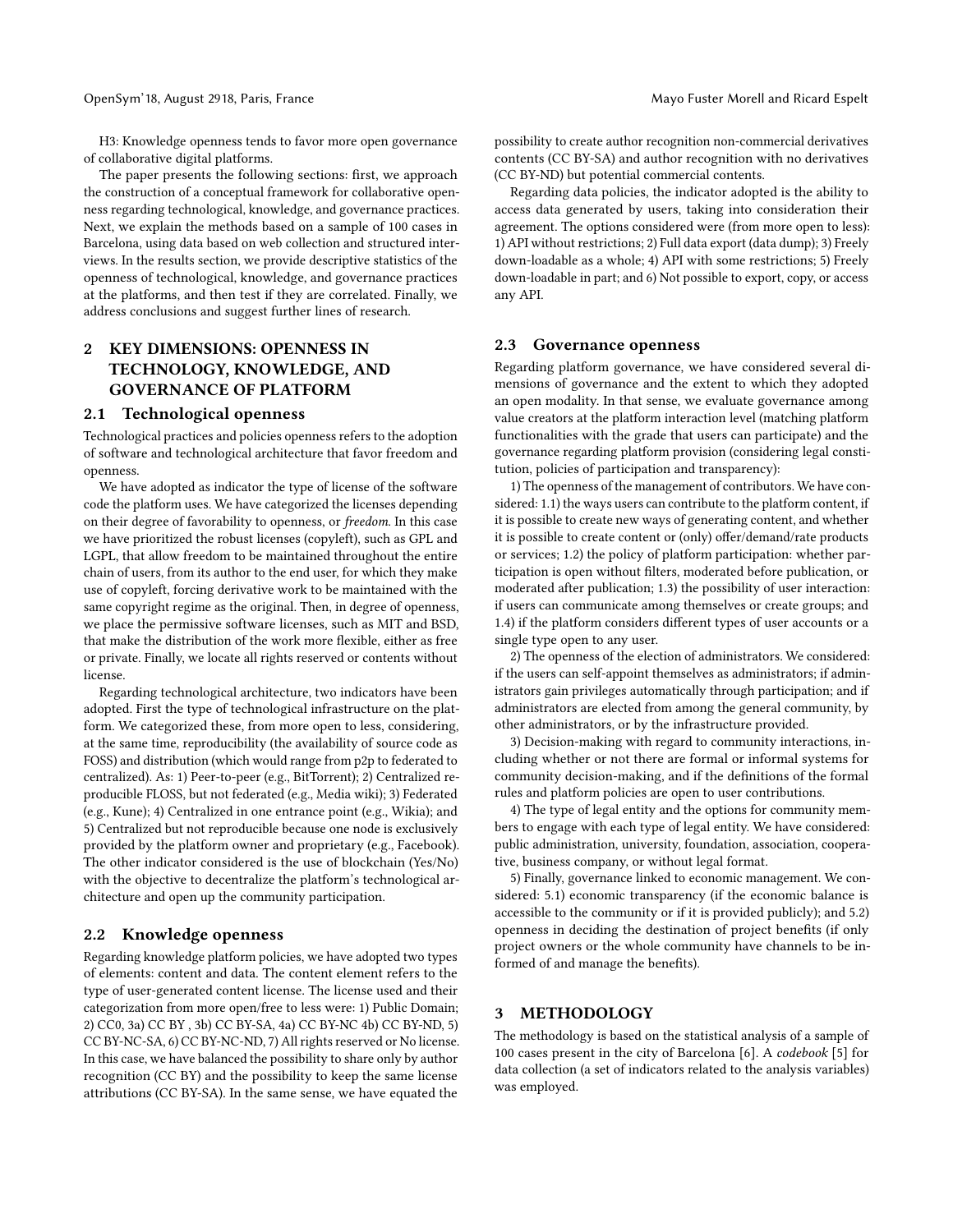H3: Knowledge openness tends to favor more open governance of collaborative digital platforms.

The paper presents the following sections: first, we approach the construction of a conceptual framework for collaborative openness regarding technological, knowledge, and governance practices. Next, we explain the methods based on a sample of 100 cases in Barcelona, using data based on web collection and structured interviews. In the results section, we provide descriptive statistics of the openness of technological, knowledge, and governance practices at the platforms, and then test if they are correlated. Finally, we address conclusions and suggest further lines of research.

## 2 KEY DIMENSIONS: OPENNESS IN TECHNOLOGY, KNOWLEDGE, AND GOVERNANCE OF PLATFORM

### 2.1 Technological openness

Technological practices and policies openness refers to the adoption of software and technological architecture that favor freedom and openness.

We have adopted as indicator the type of license of the software code the platform uses. We have categorized the licenses depending on their degree of favorability to openness, or *freedom*. In this case we have prioritized the robust licenses (copyleft), such as GPL and LGPL, that allow freedom to be maintained throughout the entire chain of users, from its author to the end user, for which they make use of copyleft, forcing derivative work to be maintained with the same copyright regime as the original. Then, in degree of openness, we place the permissive software licenses, such as MIT and BSD, that make the distribution of the work more flexible, either as free or private. Finally, we locate all rights reserved or contents without license.

Regarding technological architecture, two indicators have been adopted. First the type of technological infrastructure on the platform. We categorized these, from more open to less, considering, at the same time, reproducibility (the availability of source code as FOSS) and distribution (which would range from p2p to federated to centralized). As: 1) Peer-to-peer (e.g., BitTorrent); 2) Centralized reproducible FLOSS, but not federated (e.g., Media wiki); 3) Federated (e.g., Kune); 4) Centralized in one entrance point (e.g., Wikia); and 5) Centralized but not reproducible because one node is exclusively provided by the platform owner and proprietary (e.g., Facebook). The other indicator considered is the use of blockchain (Yes/No) with the objective to decentralize the platform's technological architecture and open up the community participation.

### 2.2 Knowledge openness

Regarding knowledge platform policies, we have adopted two types of elements: content and data. The content element refers to the type of user-generated content license. The license used and their categorization from more open/free to less were: 1) Public Domain; 2) CC0, 3a) CC BY , 3b) CC BY-SA, 4a) CC BY-NC 4b) CC BY-ND, 5) CC BY-NC-SA, 6) CC BY-NC-ND, 7) All rights reserved or No license. In this case, we have balanced the possibility to share only by author recognition (CC BY) and the possibility to keep the same license attributions (CC BY-SA). In the same sense, we have equated the possibility to create author recognition non-commercial derivatives contents (CC BY-SA) and author recognition with no derivatives (CC BY-ND) but potential commercial contents.

Regarding data policies, the indicator adopted is the ability to access data generated by users, taking into consideration their agreement. The options considered were (from more open to less): 1) API without restrictions; 2) Full data export (data dump); 3) Freely down-loadable as a whole; 4) API with some restrictions; 5) Freely down-loadable in part; and 6) Not possible to export, copy, or access any API.

### 2.3 Governance openness

Regarding platform governance, we have considered several dimensions of governance and the extent to which they adopted an open modality. In that sense, we evaluate governance among value creators at the platform interaction level (matching platform functionalities with the grade that users can participate) and the governance regarding platform provision (considering legal constitution, policies of participation and transparency):

1) The openness of the management of contributors. We have considered: 1.1) the ways users can contribute to the platform content, if it is possible to create new ways of generating content, and whether it is possible to create content or (only) offer/demand/rate products or services; 1.2) the policy of platform participation: whether participation is open without filters, moderated before publication, or moderated after publication; 1.3) the possibility of user interaction: if users can communicate among themselves or create groups; and 1.4) if the platform considers different types of user accounts or a single type open to any user.

2) The openness of the election of administrators. We considered: if the users can self-appoint themselves as administrators; if administrators gain privileges automatically through participation; and if administrators are elected from among the general community, by other administrators, or by the infrastructure provided.

3) Decision-making with regard to community interactions, including whether or not there are formal or informal systems for community decision-making, and if the definitions of the formal rules and platform policies are open to user contributions.

4) The type of legal entity and the options for community members to engage with each type of legal entity. We have considered: public administration, university, foundation, association, cooperative, business company, or without legal format.

5) Finally, governance linked to economic management. We considered: 5.1) economic transparency (if the economic balance is accessible to the community or if it is provided publicly); and 5.2) openness in deciding the destination of project benefits (if only project owners or the whole community have channels to be informed of and manage the benefits).

## 3 METHODOLOGY

The methodology is based on the statistical analysis of a sample of 100 cases present in the city of Barcelona [6]. A *codebook* [5] for data collection (a set of indicators related to the analysis variables) was employed.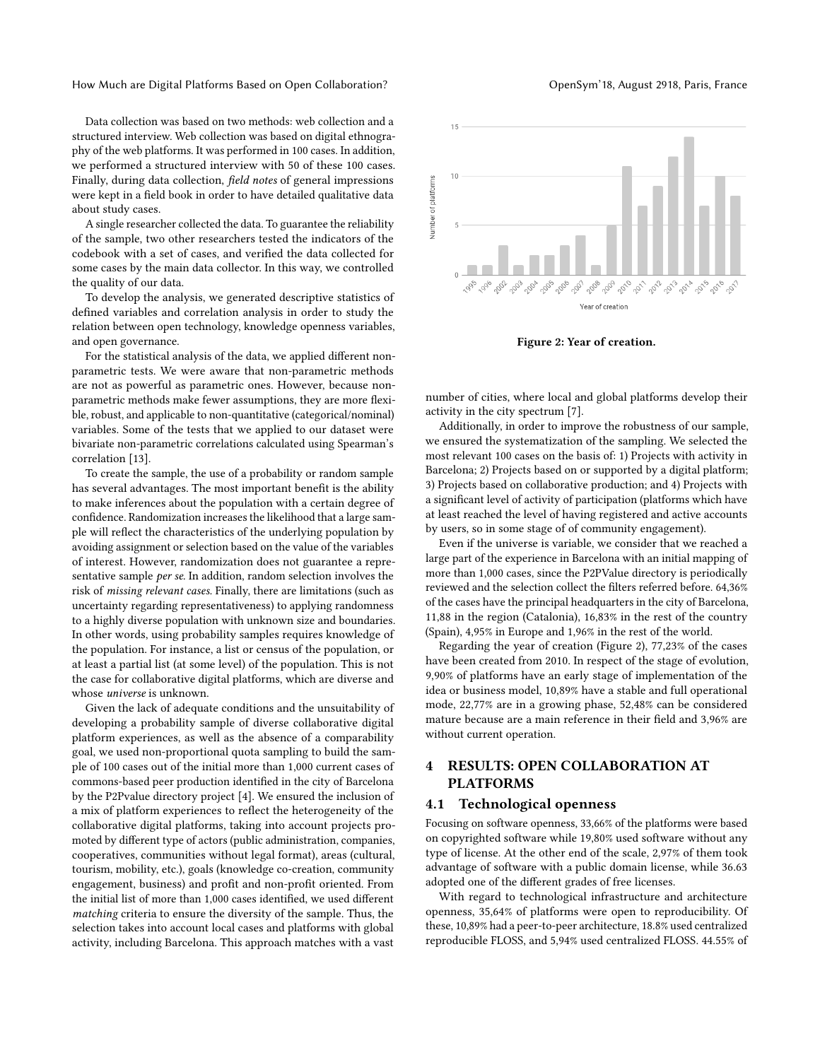Data collection was based on two methods: web collection and a structured interview. Web collection was based on digital ethnography of the web platforms. It was performed in 100 cases. In addition, we performed a structured interview with 50 of these 100 cases. Finally, during data collection, *field notes* of general impressions were kept in a field book in order to have detailed qualitative data about study cases.

A single researcher collected the data. To guarantee the reliability of the sample, two other researchers tested the indicators of the codebook with a set of cases, and verified the data collected for some cases by the main data collector. In this way, we controlled the quality of our data.

To develop the analysis, we generated descriptive statistics of defined variables and correlation analysis in order to study the relation between open technology, knowledge openness variables, and open governance.

For the statistical analysis of the data, we applied different non-parametric tests. We were aware that non-parametric methods are not as powerful as parametric ones. However, because non-parametric methods make fewer assumptions, they are more flexible, robust, and applicable to non-quantitative (categorical/nominal) variables. Some of the tests that we applied to our dataset were bivariate non-parametric correlations calculated using Spearman's correlation [13].

To create the sample, the use of a probability or random sample has several advantages. The most important benefit is the ability to make inferences about the population with a certain degree of confidence. Randomization increases the likelihood that a large sample will reflect the characteristics of the underlying population by avoiding assignment or selection based on the value of the variables of interest. However, randomization does not guarantee a representative sample *per se*. In addition, random selection involves the risk of *missing relevant cases*. Finally, there are limitations (such as uncertainty regarding representativeness) to applying randomness to a highly diverse population with unknown size and boundaries. In other words, using probability samples requires knowledge of the population. For instance, a list or census of the population, or at least a partial list (at some level) of the population. This is not the case for collaborative digital platforms, which are diverse and whose *universe* is unknown.

Given the lack of adequate conditions and the unsuitability of developing a probability sample of diverse collaborative digital platform experiences, as well as the absence of a comparability goal, we used non-proportional quota sampling to build the sample of 100 cases out of the initial more than 1,000 current cases of commons-based peer production identified in the city of Barcelona by the P2Pvalue directory project [4]. We ensured the inclusion of a mix of platform experiences to reflect the heterogeneity of the collaborative digital platforms, taking into account projects promoted by different type of actors (public administration, companies, cooperatives, communities without legal format), areas (cultural, tourism, mobility, etc.), goals (knowledge co-creation, community engagement, business) and profit and non-profit oriented. From the initial list of more than 1,000 cases identified, we used different *matching* criteria to ensure the diversity of the sample. Thus, the selection takes into account local cases and platforms with global activity, including Barcelona. This approach matches with a vast number of cities, where local and global platforms develop their activity in the city spectrum [7].

15
10
5
0
Number of platforms
1995 1996 2002 2003 2004 2005 2006 2007 2008 2009 2010 2011 2012 2013 2014 2015 2016 2017
Year of creation

**Figure 2: Year of creation.**

Additionally, in order to improve the robustness of our sample, we ensured the systematization of the sampling. We selected the most relevant 100 cases on the basis of: 1) Projects with activity in Barcelona; 2) Projects based on or supported by a digital platform; 3) Projects based on collaborative production; and 4) Projects with a significant level of activity of participation (platforms which have at least reached the level of having registered and active accounts by users, so in some stage of of community engagement).

Even if the universe is variable, we consider that we reached a large part of the experience in Barcelona with an initial mapping of more than 1,000 cases, since the P2PValue directory is periodically reviewed and the selection collect the filters referred before. 64,36% of the cases have the principal headquarters in the city of Barcelona, 11,88 in the region (Catalonia), 16,83% in the rest of the country (Spain), 4,95% in Europe and 1,96% in the rest of the world.

Regarding the year of creation (Figure 2), 77,23% of the cases have been created from 2010. In respect of the stage of evolution, 9,90% of platforms have an early stage of implementation of the idea or business model, 10,89% have a stable and full operational mode, 22,77% are in a growing phase, 52,48% can be considered mature because are a main reference in their field and 3,96% are without current operation.

# 4 RESULTS: OPEN COLLABORATION AT PLATFORMS

## 4.1 Technological openness

Focusing on software openness, 33,66% of the platforms were based on copyrighted software while 19,80% used software without any type of license. At the other end of the scale, 2,97% of them took advantage of software with a public domain license, while 36.63 adopted one of the different grades of free licenses.

With regard to technological infrastructure and architecture openness, 35,64% of platforms were open to reproducibility. Of these, 10,89% had a peer-to-peer architecture, 18.8% used centralized reproducible FLOSS, and 5,94% used centralized FLOSS. 44.55% of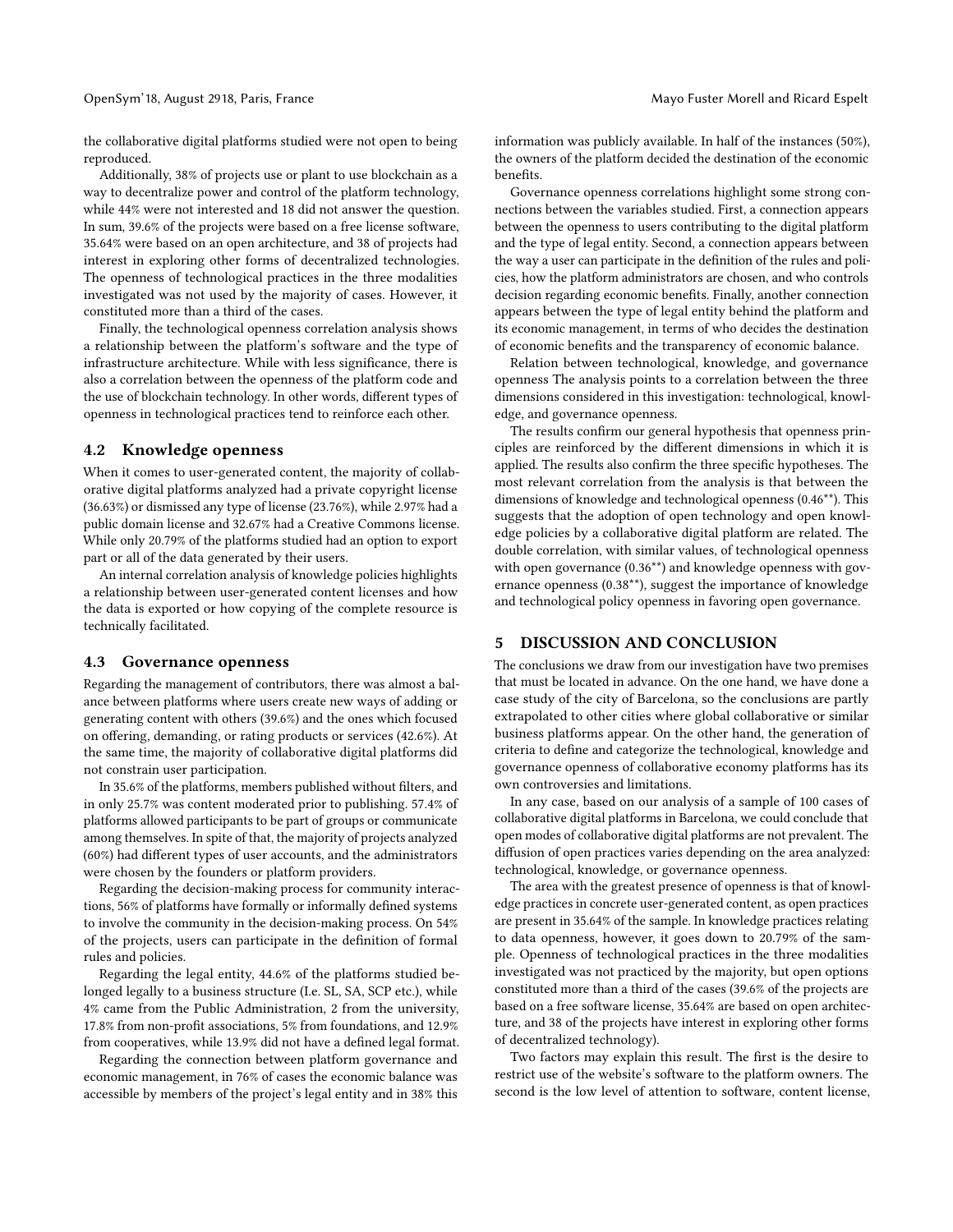the collaborative digital platforms studied were not open to being reproduced.

Additionally, 38% of projects use or plant to use blockchain as a way to decentralize power and control of the platform technology, while 44% were not interested and 18 did not answer the question. In sum, 39.6% of the projects were based on a free license software, 35.64% were based on an open architecture, and 38 of projects had interest in exploring other forms of decentralized technologies. The openness of technological practices in the three modalities investigated was not used by the majority of cases. However, it constituted more than a third of the cases.

Finally, the technological openness correlation analysis shows a relationship between the platform's software and the type of infrastructure architecture. While with less significance, there is also a correlation between the openness of the platform code and the use of blockchain technology. In other words, different types of openness in technological practices tend to reinforce each other.

## 4.2 Knowledge openness

When it comes to user-generated content, the majority of collaborative digital platforms analyzed had a private copyright license (36.63%) or dismissed any type of license (23.76%), while 2.97% had a public domain license and 32.67% had a Creative Commons license. While only 20.79% of the platforms studied had an option to export part or all of the data generated by their users.

An internal correlation analysis of knowledge policies highlights a relationship between user-generated content licenses and how the data is exported or how copying of the complete resource is technically facilitated.

## 4.3 Governance openness

Regarding the management of contributors, there was almost a balance between platforms where users create new ways of adding or generating content with others (39.6%) and the ones which focused on offering, demanding, or rating products or services (42.6%). At the same time, the majority of collaborative digital platforms did not constrain user participation.

In 35.6% of the platforms, members published without filters, and in only 25.7% was content moderated prior to publishing. 57.4% of platforms allowed participants to be part of groups or communicate among themselves. In spite of that, the majority of projects analyzed (60%) had different types of user accounts, and the administrators were chosen by the founders or platform providers.

Regarding the decision-making process for community interactions, 56% of platforms have formally or informally defined systems to involve the community in the decision-making process. On 54% of the projects, users can participate in the definition of formal rules and policies.

Regarding the legal entity, 44.6% of the platforms studied belonged legally to a business structure (I.e. SL, SA, SCP etc.), while 4% came from the Public Administration, 2 from the university, 17.8% from non-profit associations, 5% from foundations, and 12.9% from cooperatives, while 13.9% did not have a defined legal format.

Regarding the connection between platform governance and economic management, in 76% of cases the economic balance was accessible by members of the project's legal entity and in 38% this information was publicly available. In half of the instances (50%), the owners of the platform decided the destination of the economic benefits.

Governance openness correlations highlight some strong connections between the variables studied. First, a connection appears between the openness to users contributing to the digital platform and the type of legal entity. Second, a connection appears between the way a user can participate in the definition of the rules and policies, how the platform administrators are chosen, and who controls decision regarding economic benefits. Finally, another connection appears between the type of legal entity behind the platform and its economic management, in terms of who decides the destination of economic benefits and the transparency of economic balance.

Relation between technological, knowledge, and governance openness The analysis points to a correlation between the three dimensions considered in this investigation: technological, knowledge, and governance openness.

The results confirm our general hypothesis that openness principles are reinforced by the different dimensions in which it is applied. The results also confirm the three specific hypotheses. The most relevant correlation from the analysis is that between the dimensions of knowledge and technological openness (0.46**). This suggests that the adoption of open technology and open knowledge policies by a collaborative digital platform are related. The double correlation, with similar values, of technological openness with open governance (0.36**) and knowledge openness with governance openness (0.38**), suggest the importance of knowledge and technological policy openness in favoring open governance.

# 5 DISCUSSION AND CONCLUSION

The conclusions we draw from our investigation have two premises that must be located in advance. On the one hand, we have done a case study of the city of Barcelona, so the conclusions are partly extrapolated to other cities where global collaborative or similar business platforms appear. On the other hand, the generation of criteria to define and categorize the technological, knowledge and governance openness of collaborative economy platforms has its own controversies and limitations.

In any case, based on our analysis of a sample of 100 cases of collaborative digital platforms in Barcelona, we could conclude that open modes of collaborative digital platforms are not prevalent. The diffusion of open practices varies depending on the area analyzed: technological, knowledge, or governance openness.

The area with the greatest presence of openness is that of knowledge practices in concrete user-generated content, as open practices are present in 35.64% of the sample. In knowledge practices relating to data openness, however, it goes down to 20.79% of the sample. Openness of technological practices in the three modalities investigated was not practiced by the majority, but open options constituted more than a third of the cases (39.6% of the projects are based on a free software license, 35.64% are based on open architecture, and 38 of the projects have interest in exploring other forms of decentralized technology).

Two factors may explain this result. The first is the desire to restrict use of the website's software to the platform owners. The second is the low level of attention to software, content license,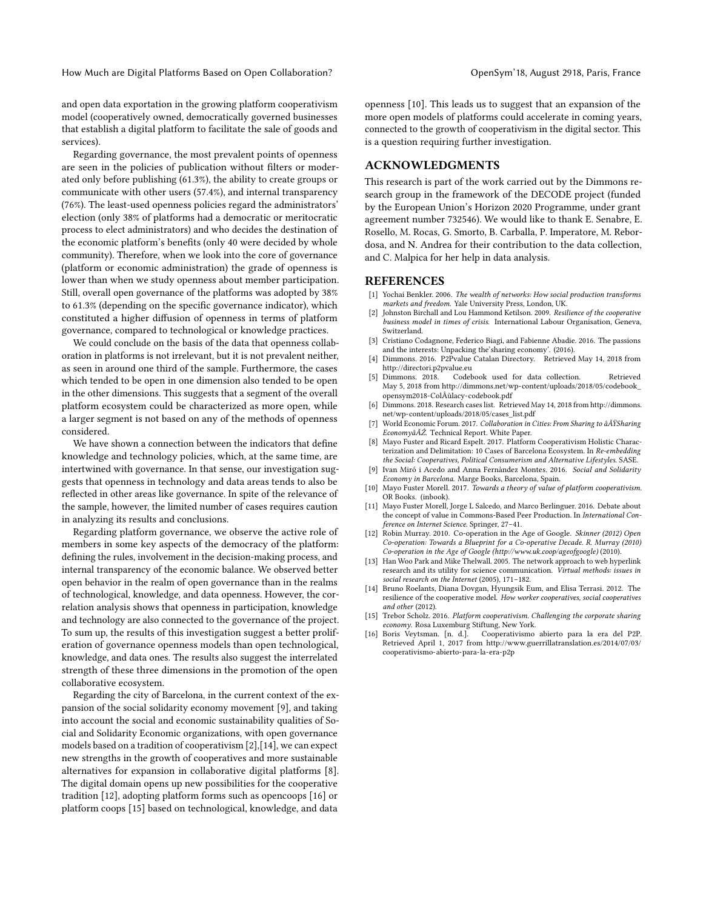and open data exportation in the growing platform cooperativism model (cooperatively owned, democratically governed businesses that establish a digital platform to facilitate the sale of goods and services).

Regarding governance, the most prevalent points of openness are seen in the policies of publication without filters or moderated only before publishing (61.3%), the ability to create groups or communicate with other users (57.4%), and internal transparency (76%). The least-used openness policies regard the administrators' election (only 38% of platforms had a democratic or meritocratic process to elect administrators) and who decides the destination of the economic platform's benefits (only 40 were decided by whole community). Therefore, when we look into the core of governance (platform or economic administration) the grade of openness is lower than when we study openness about member participation. Still, overall open governance of the platforms was adopted by 38% to 61.3% (depending on the specific governance indicator), which constituted a higher diffusion of openness in terms of platform governance, compared to technological or knowledge practices.

We could conclude on the basis of the data that openness collaboration in platforms is not irrelevant, but it is not prevalent neither, as seen in around one third of the sample. Furthermore, the cases which tended to be open in one dimension also tended to be open in the other dimensions. This suggests that a segment of the overall platform ecosystem could be characterized as more open, while a larger segment is not based on any of the methods of openness considered.

We have shown a connection between the indicators that define knowledge and technology policies, which, at the same time, are intertwined with governance. In that sense, our investigation suggests that openness in technology and data areas tends to also be reflected in other areas like governance. In spite of the relevance of the sample, however, the limited number of cases requires caution in analyzing its results and conclusions.

Regarding platform governance, we observe the active role of members in some key aspects of the democracy of the platform: defining the rules, involvement in the decision-making process, and internal transparency of the economic balance. We observed better open behavior in the realm of open governance than in the realms of technological, knowledge, and data openness. However, the correlation analysis shows that openness in participation, knowledge and technology are also connected to the governance of the project. To sum up, the results of this investigation suggest a better proliferation of governance openness models than open technological, knowledge, and data ones. The results also suggest the interrelated strength of these three dimensions in the promotion of the open collaborative ecosystem.

Regarding the city of Barcelona, in the current context of the expansion of the social solidarity economy movement [9], and taking into account the social and economic sustainability qualities of Social and Solidarity Economic organizations, with open governance models based on a tradition of cooperativism [2],[14], we can expect new strengths in the growth of cooperatives and more sustainable alternatives for expansion in collaborative digital platforms [8]. The digital domain opens up new possibilities for the cooperative tradition [12], adopting platform forms such as opencoops [16] or platform coops [15] based on technological, knowledge, and data openness [10]. This leads us to suggest that an expansion of the more open models of platforms could accelerate in coming years, connected to the growth of cooperativism in the digital sector. This is a question requiring further investigation.

## ACKNOWLEDGMENTS

This research is part of the work carried out by the Dimmons research group in the framework of the DECODE project (funded by the European Union's Horizon 2020 Programme, under grant agreement number 732546). We would like to thank E. Senabre, E. Rosello, M. Rocas, G. Smorto, B. Carballa, P. Imperatore, M. Rebordosa, and N. Andrea for their contribution to the data collection, and C. Malpica for her help in data analysis.

## REFERENCES

[1] Yochai Benkler. 2006. *The wealth of networks: How social production transforms markets and freedom.* Yale University Press, London, UK.

[2] Johnston Birchall and Lou Hammond Ketilson. 2009. *Resilience of the cooperative business model in times of crisis.* International Labour Organisation, Geneva, Switzerland.

[3] Cristiano Codagnone, Federico Biagi, and Fabienne Abadie. 2016. The passions and the interests: Unpacking the'sharing economy'. (2016).

[4] Dimmons. 2016. P2Pvalue Catalan Directory. Retrieved May 14, 2018 from http://directori.p2pvalue.eu

[5] Dimmons. 2018. Codebook used for data collection. Retrieved May 5, 2018 from http://dimmons.net/wp-content/uploads/2018/05/codebook_opensym2018-ColÂůlacy-codebook.pdf

[6] Dimmons. 2018. Research cases list. Retrieved May 14, 2018 from http://dimmons.net/wp-content/uploads/2018/05/cases_list.pdf

[7] World Economic Forum. 2017. *Collaboration in Cities: From Sharing to âĂŸSharing EconomyâĂŹ.* Technical Report. White Paper.

[8] Mayo Fuster and Ricard Espelt. 2017. Platform Cooperativism Holistic Characterization and Delimitation: 10 Cases of Barcelona Ecosystem. In *Re-embedding the Social: Cooperatives, Political Consumerism and Alternative Lifestyles.* SASE.

[9] Ivan Miró i Acedo and Anna Fernàndez Montes. 2016. *Social and Solidarity Economy in Barcelona.* Marge Books, Barcelona, Spain.

[10] Mayo Fuster Morell. 2017. *Towards a theory of value of platform cooperativism.* OR Books. (inbook).

[11] Mayo Fuster Morell, Jorge L Salcedo, and Marco Berlinguer. 2016. Debate about the concept of value in Commons-Based Peer Production. In *International Conference on Internet Science.* Springer, 27–41.

[12] Robin Murray. 2010. Co-operation in the Age of Google. *Skinner (2012) Open Co-operation: Towards a Blueprint for a Co-operative Decade. R. Murray (2010) Co-operation in the Age of Google (http://www.uk.coop/ageofgoogle)* (2010).

[13] Han Woo Park and Mike Thelwall. 2005. The network approach to web hyperlink research and its utility for science communication. *Virtual methods: issues in social research on the Internet* (2005), 171–182.

[14] Bruno Roelants, Diana Dovgan, Hyungsik Eum, and Elisa Terrasi. 2012. The resilience of the cooperative model. *How worker cooperatives, social cooperatives and other* (2012).

[15] Trebor Scholz. 2016. *Platform cooperativism. Challenging the corporate sharing economy.* Rosa Luxemburg Stiftung, New York.

[16] Boris Veytsman. [n. d.]. Cooperativismo abierto para la era del P2P. Retrieved April 1, 2017 from http://www.guerrillatranslation.es/2014/07/03/cooperativismo-abierto-para-la-era-p2p